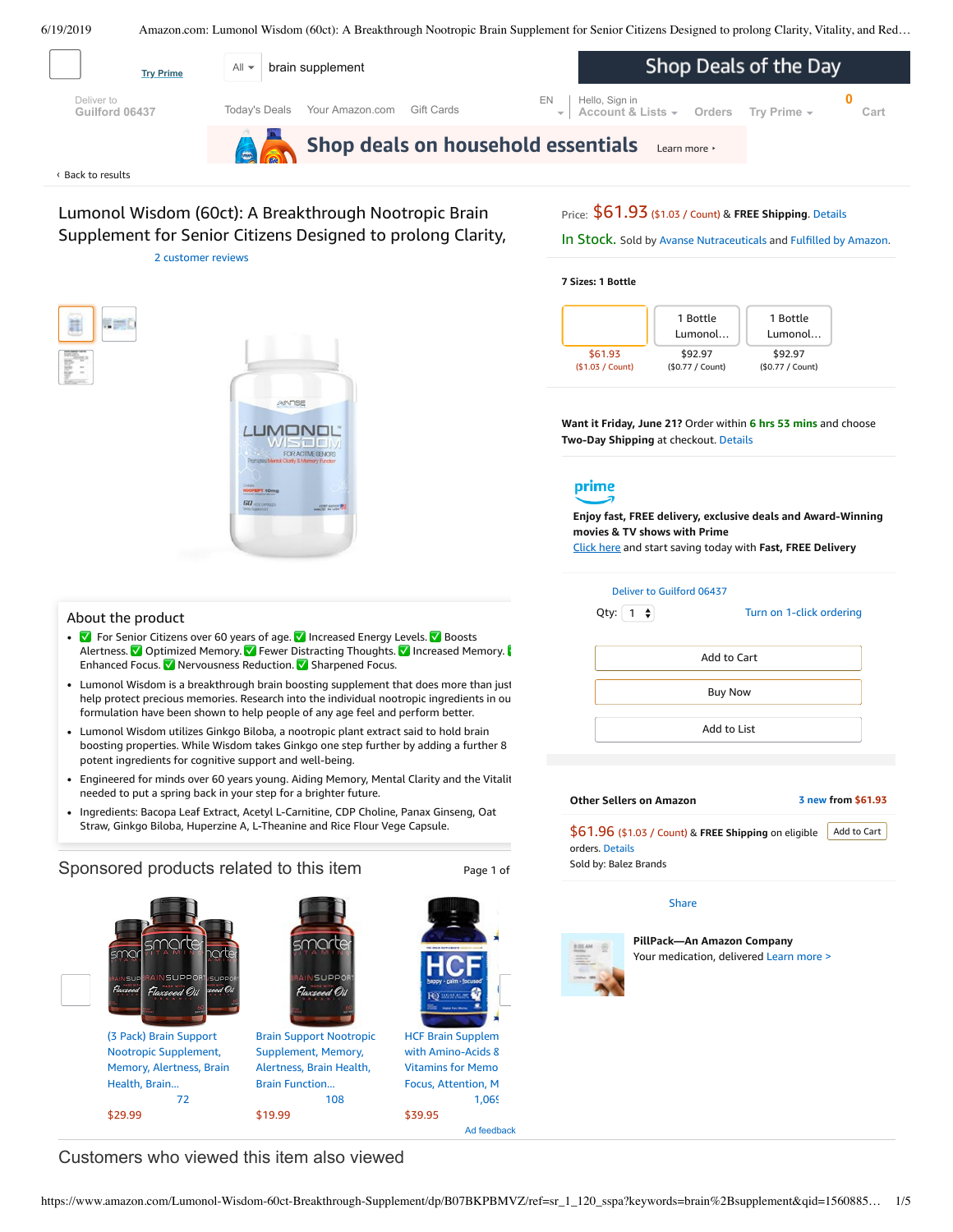Try Prime | All | brain supplement | Shop Deals of the Day

Deliver to Guilford 06437 | Today's Deals | Your Amazon.com | Gift Cards | EN | Hello, Sign in Account & Lists | Orders | Try Prime | 0 Cart

Shop deals on household essentials Learn more ›

‹ Back to results

# Lumonol Wisdom (60ct): A Breakthrough Nootropic Brain Supplement for Senior Citizens Designed to prolong Clarity,

2 customer reviews

Price: **$61.93** ($1.03 / Count) & **FREE Shipping**. Details

In Stock. Sold by Avanse Nutraceuticals and Fulfilled by Amazon.

**7 Sizes: 1 Bottle**

| | 1 Bottle Lumonol... | 1 Bottle Lumonol... |
|---|---|---|
| $61.93 ($1.03 / Count) | $92.97 ($0.77 / Count) | $92.97 ($0.77 / Count) |

**Want it Friday, June 21?** Order within **6 hrs 53 mins** and choose **Two-Day Shipping** at checkout. Details

prime

**Enjoy fast, FREE delivery, exclusive deals and Award-Winning movies & TV shows with Prime**
Click here and start saving today with **Fast, FREE Delivery**

Deliver to Guilford 06437

Qty: 1 | Turn on 1-click ordering

Add to Cart

Buy Now

Add to List

## About the product

- ✅ For Senior Citizens over 60 years of age. ✅ Increased Energy Levels. ✅ Boosts Alertness. ✅ Optimized Memory. ✅ Fewer Distracting Thoughts. ✅ Increased Memory. ✅ Enhanced Focus. ✅ Nervousness Reduction. ✅ Sharpened Focus.
- Lumonol Wisdom is a breakthrough brain boosting supplement that does more than just help protect precious memories. Research into the individual nootropic ingredients in ou formulation have been shown to help people of any age feel and perform better.
- Lumonol Wisdom utilizes Ginkgo Biloba, a nootropic plant extract said to hold brain boosting properties. While Wisdom takes Ginkgo one step further by adding a further 8 potent ingredients for cognitive support and well-being.
- Engineered for minds over 60 years young. Aiding Memory, Mental Clarity and the Vitalit needed to put a spring back in your step for a brighter future.
- Ingredients: Bacopa Leaf Extract, Acetyl L-Carnitine, CDP Choline, Panax Ginseng, Oat Straw, Ginkgo Biloba, Huperzine A, L-Theanine and Rice Flour Vege Capsule.

**Other Sellers on Amazon** — 3 new from $61.93

$61.96 ($1.03 / Count) & **FREE Shipping** on eligible orders. Details — Add to Cart
Sold by: Balez Brands

Share

**PillPack—An Amazon Company**
Your medication, delivered Learn more >

## Sponsored products related to this item

Page 1 of

- (3 Pack) Brain Support Nootropic Supplement, Memory, Alertness, Brain Health, Brain... — 72 — $29.99
- Brain Support Nootropic Supplement, Memory, Alertness, Brain Health, Brain Function... — 108 — $19.99
- HCF Brain Supplem with Amino-Acids & Vitamins for Memo Focus, Attention, M — 1,06 — $39.95

Ad feedback

## Customers who viewed this item also viewed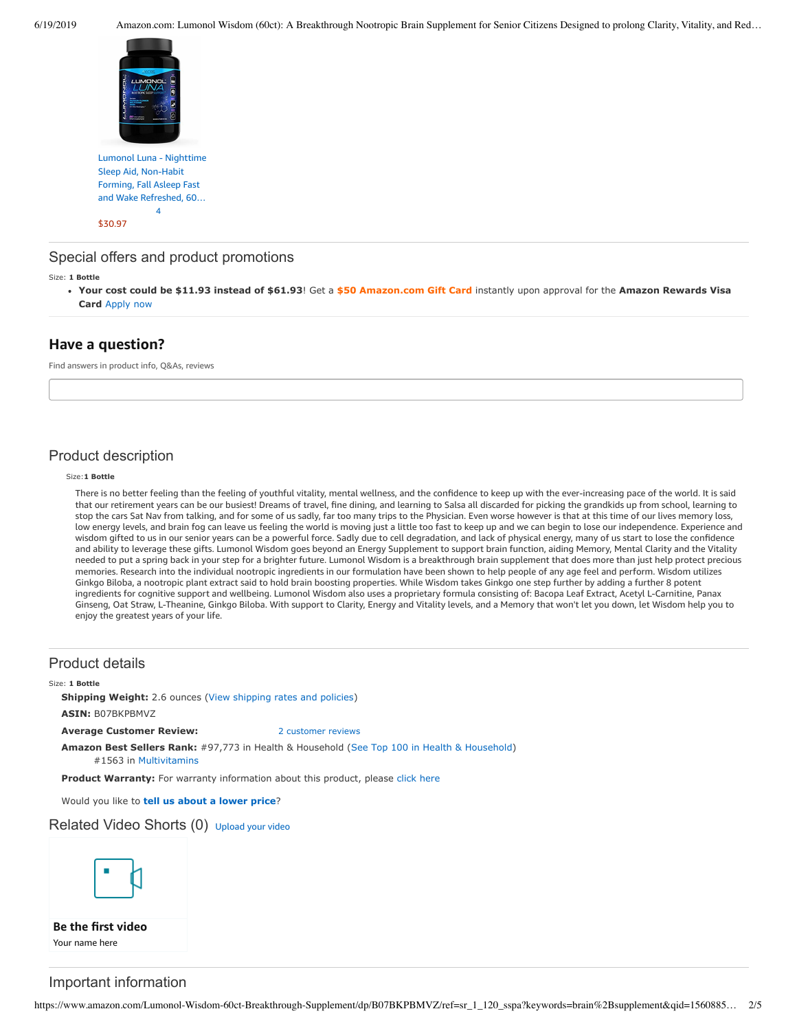Lumonol Luna - Nighttime Sleep Aid, Non-Habit Forming, Fall Asleep Fast and Wake Refreshed, 60…

4

$30.97

## Special offers and product promotions

Size: **1 Bottle**

- **Your cost could be $11.93 instead of $61.93**! Get a **$50 Amazon.com Gift Card** instantly upon approval for the **Amazon Rewards Visa Card** Apply now

## Have a question?

Find answers in product info, Q&As, reviews

## Product description

Size:**1 Bottle**

There is no better feeling than the feeling of youthful vitality, mental wellness, and the confidence to keep up with the ever-increasing pace of the world. It is said that our retirement years can be our busiest! Dreams of travel, fine dining, and learning to Salsa all discarded for picking the grandkids up from school, learning to stop the cars Sat Nav from talking, and for some of us sadly, far too many trips to the Physician. Even worse however is that at this time of our lives memory loss, low energy levels, and brain fog can leave us feeling the world is moving just a little too fast to keep up and we can begin to lose our independence. Experience and wisdom gifted to us in our senior years can be a powerful force. Sadly due to cell degradation, and lack of physical energy, many of us start to lose the confidence and ability to leverage these gifts. Lumonol Wisdom goes beyond an Energy Supplement to support brain function, aiding Memory, Mental Clarity and the Vitality needed to put a spring back in your step for a brighter future. Lumonol Wisdom is a breakthrough brain supplement that does more than just help protect precious memories. Research into the individual nootropic ingredients in our formulation have been shown to help people of any age feel and perform. Wisdom utilizes Ginkgo Biloba, a nootropic plant extract said to hold brain boosting properties. While Wisdom takes Ginkgo one step further by adding a further 8 potent ingredients for cognitive support and wellbeing. Lumonol Wisdom also uses a proprietary formula consisting of: Bacopa Leaf Extract, Acetyl L-Carnitine, Panax Ginseng, Oat Straw, L-Theanine, Ginkgo Biloba. With support to Clarity, Energy and Vitality levels, and a Memory that won't let you down, let Wisdom help you to enjoy the greatest years of your life.

## Product details

Size: **1 Bottle**

**Shipping Weight:** 2.6 ounces (View shipping rates and policies)

**ASIN:** B07BKPBMVZ

**Average Customer Review:** 2 customer reviews

**Amazon Best Sellers Rank:** #97,773 in Health & Household (See Top 100 in Health & Household)
#1563 in Multivitamins

**Product Warranty:** For warranty information about this product, please click here

Would you like to **tell us about a lower price**?

## Related Video Shorts (0) Upload your video

**Be the first video**

Your name here

## Important information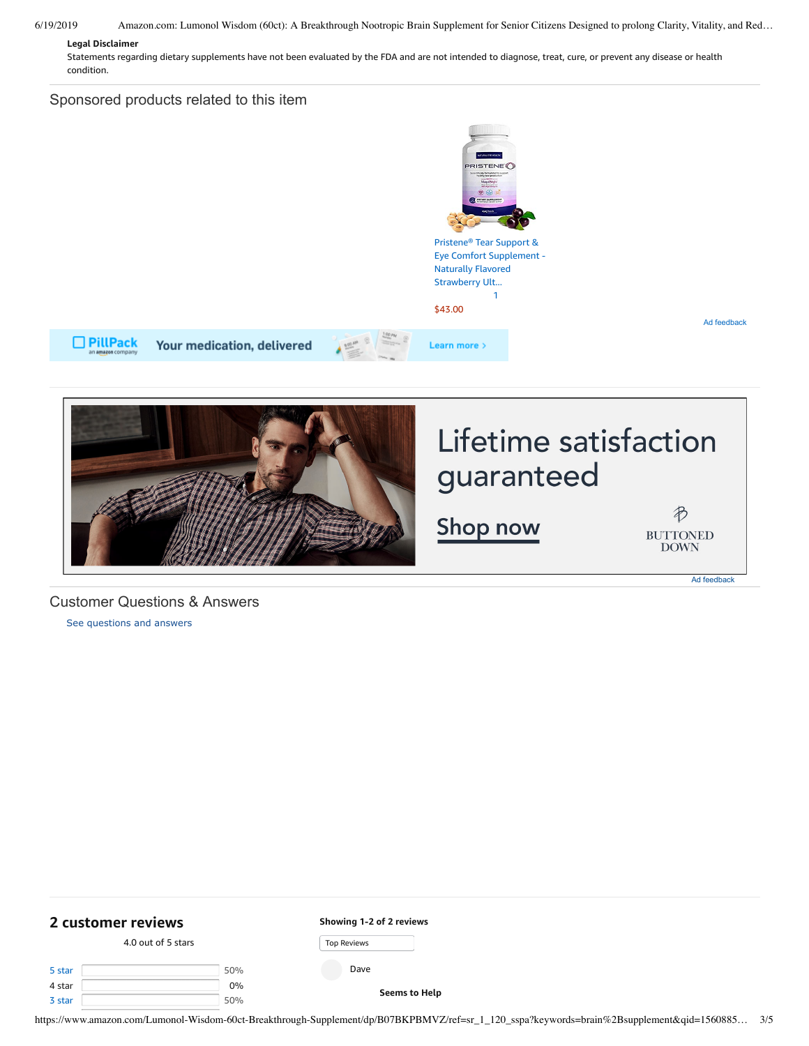**Legal Disclaimer**

Statements regarding dietary supplements have not been evaluated by the FDA and are not intended to diagnose, treat, cure, or prevent any disease or health condition.

## Sponsored products related to this item

Pristene® Tear Support & Eye Comfort Supplement - Naturally Flavored Strawberry Ult...

1

$43.00

Ad feedback

PillPack an amazon company Your medication, delivered Learn more ›

Lifetime satisfaction guaranteed

Shop now

BUTTONED DOWN

Ad feedback

## Customer Questions & Answers

See questions and answers

## 2 customer reviews

4.0 out of 5 stars

| | |
|---|---|
| 5 star | 50% |
| 4 star | 0% |
| 3 star | 50% |

**Showing 1-2 of 2 reviews**

Top Reviews

Dave

**Seems to Help**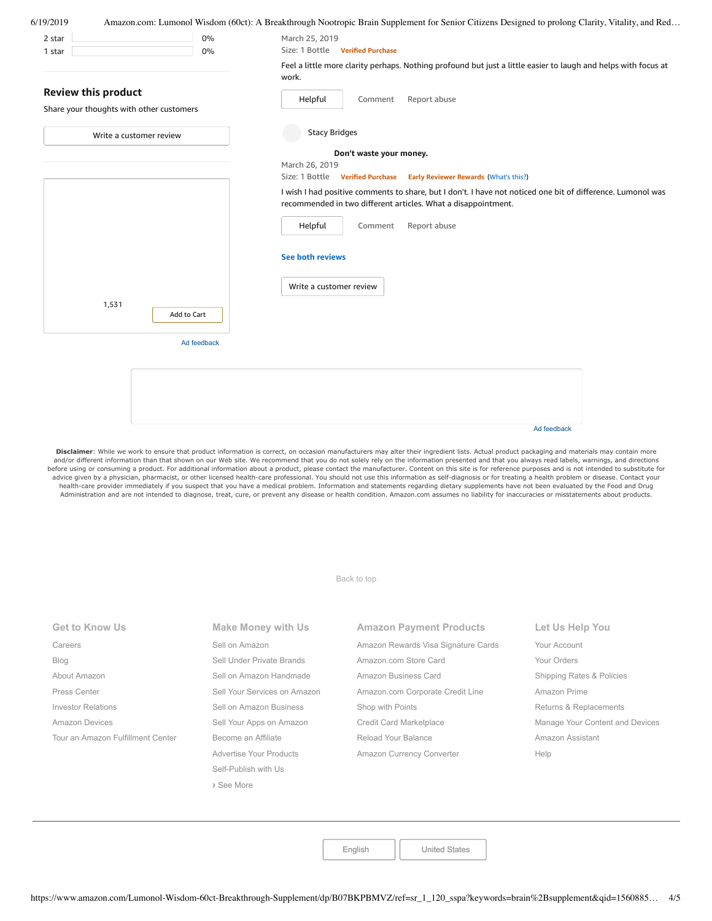| | |
|---|---|
| 2 star | 0% |
| 1 star | 0% |

## Review this product

Share your thoughts with other customers

Write a customer review

1,531

Add to Cart

Ad feedback

March 25, 2019

Size: 1 Bottle **Verified Purchase**

Feel a little more clarity perhaps. Nothing profound but just a little easier to laugh and helps with focus at work.

Helpful Comment Report abuse

Stacy Bridges

**Don't waste your money.**

March 26, 2019

Size: 1 Bottle **Verified Purchase** **Early Reviewer Rewards** (What's this?)

I wish I had positive comments to share, but I don't. I have not noticed one bit of difference. Lumonol was recommended in two different articles. What a disappointment.

Helpful Comment Report abuse

**See both reviews**

Write a customer review

Ad feedback

**Disclaimer**: While we work to ensure that product information is correct, on occasion manufacturers may alter their ingredient lists. Actual product packaging and materials may contain more and/or different information than that shown on our Web site. We recommend that you do not solely rely on the information presented and that you always read labels, warnings, and directions before using or consuming a product. For additional information about a product, please contact the manufacturer. Content on this site is for reference purposes and is not intended to substitute for advice given by a physician, pharmacist, or other licensed health-care professional. You should not use this information as self-diagnosis or for treating a health problem or disease. Contact your health-care provider immediately if you suspect that you have a medical problem. Information and statements regarding dietary supplements have not been evaluated by the Food and Drug Administration and are not intended to diagnose, treat, cure, or prevent any disease or health condition. Amazon.com assumes no liability for inaccuracies or misstatements about products.

Back to top

**Get to Know Us**

- Careers
- Blog
- About Amazon
- Press Center
- Investor Relations
- Amazon Devices
- Tour an Amazon Fulfillment Center

**Make Money with Us**

- Sell on Amazon
- Sell Under Private Brands
- Sell on Amazon Handmade
- Sell Your Services on Amazon
- Sell on Amazon Business
- Sell Your Apps on Amazon
- Become an Affiliate
- Advertise Your Products
- Self-Publish with Us
- › See More

**Amazon Payment Products**

- Amazon Rewards Visa Signature Cards
- Amazon.com Store Card
- Amazon Business Card
- Amazon.com Corporate Credit Line
- Shop with Points
- Credit Card Marketplace
- Reload Your Balance
- Amazon Currency Converter

**Let Us Help You**

- Your Account
- Your Orders
- Shipping Rates & Policies
- Amazon Prime
- Returns & Replacements
- Manage Your Content and Devices
- Amazon Assistant
- Help

English United States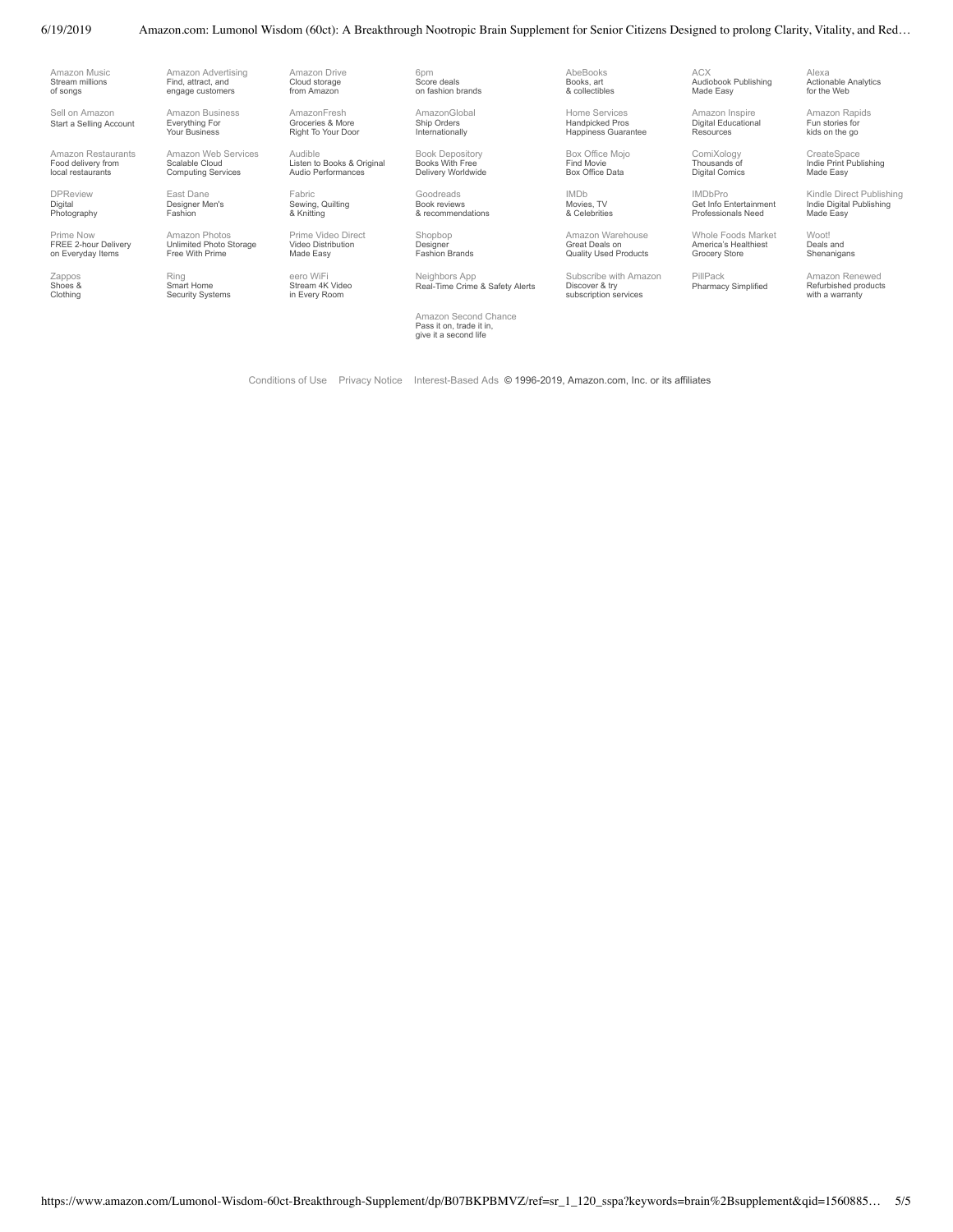Amazon Music
Stream millions of songs

Amazon Advertising
Find, attract, and engage customers

Amazon Drive
Cloud storage from Amazon

6pm
Score deals on fashion brands

AbeBooks
Books, art & collectibles

ACX
Audiobook Publishing Made Easy

Alexa
Actionable Analytics for the Web

Sell on Amazon
Start a Selling Account

Amazon Business
Everything For Your Business

AmazonFresh
Groceries & More Right To Your Door

AmazonGlobal
Ship Orders Internationally

Home Services
Handpicked Pros Happiness Guarantee

Amazon Inspire
Digital Educational Resources

Amazon Rapids
Fun stories for kids on the go

Amazon Restaurants
Food delivery from local restaurants

Amazon Web Services
Scalable Cloud Computing Services

Audible
Listen to Books & Original Audio Performances

Book Depository
Books With Free Delivery Worldwide

Box Office Mojo
Find Movie Box Office Data

ComiXology
Thousands of Digital Comics

CreateSpace
Indie Print Publishing Made Easy

DPReview
Digital Photography

East Dane
Designer Men's Fashion

Fabric
Sewing, Quilting & Knitting

Goodreads
Book reviews & recommendations

IMDb
Movies, TV & Celebrities

IMDbPro
Get Info Entertainment Professionals Need

Kindle Direct Publishing
Indie Digital Publishing Made Easy

Prime Now
FREE 2-hour Delivery on Everyday Items

Amazon Photos
Unlimited Photo Storage Free With Prime

Prime Video Direct
Video Distribution Made Easy

Shopbop
Designer Fashion Brands

Amazon Warehouse
Great Deals on Quality Used Products

Whole Foods Market
America's Healthiest Grocery Store

Woot!
Deals and Shenanigans

Zappos
Shoes & Clothing

Ring
Smart Home Security Systems

eero WiFi
Stream 4K Video in Every Room

Neighbors App
Real-Time Crime & Safety Alerts

Subscribe with Amazon
Discover & try subscription services

PillPack
Pharmacy Simplified

Amazon Renewed
Refurbished products with a warranty

Amazon Second Chance
Pass it on, trade it in, give it a second life

Conditions of Use   Privacy Notice   Interest-Based Ads   © 1996-2019, Amazon.com, Inc. or its affiliates